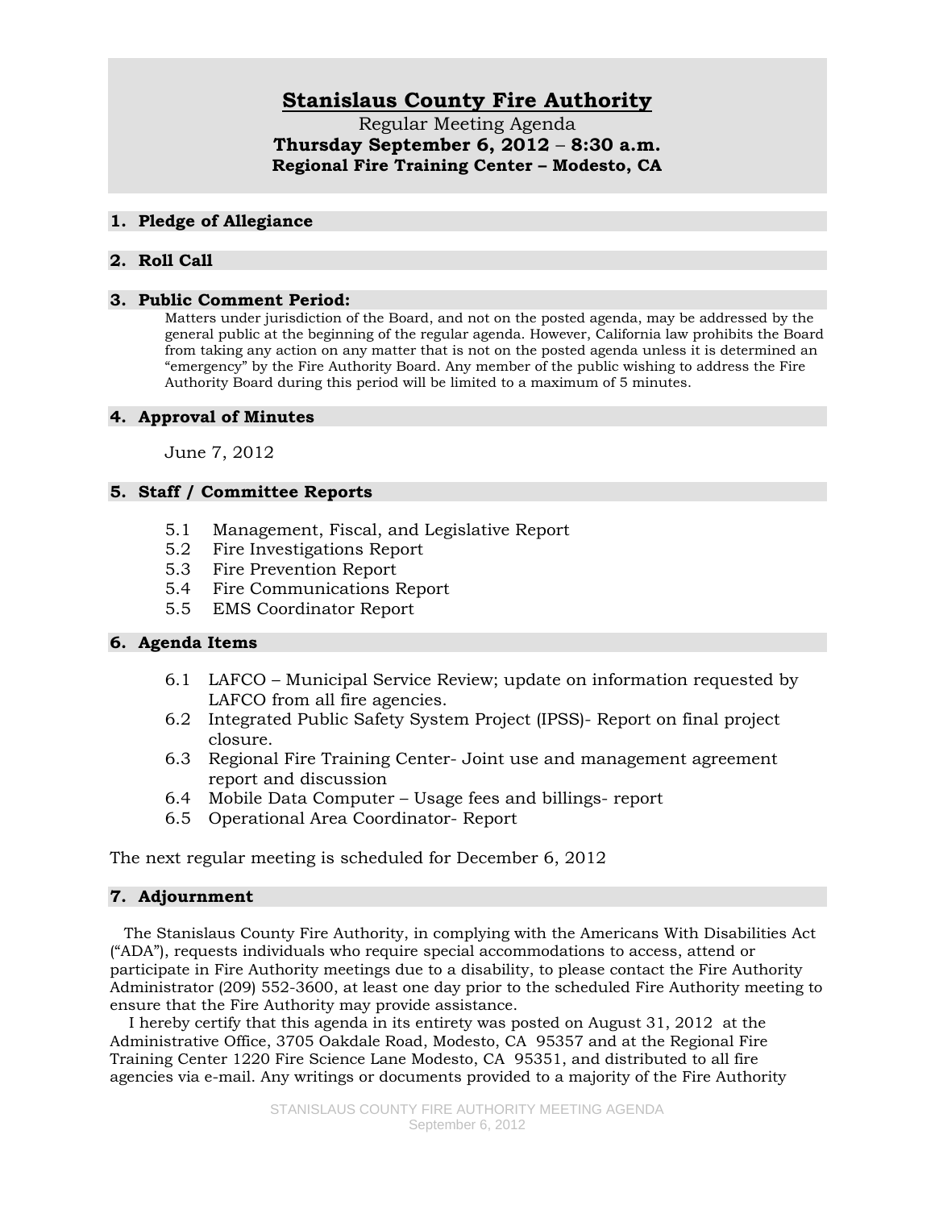# Stanislaus County Fire Authority

Regular Meeting Agenda

**Thursday September 6, 2012 – 8:30 a.m.**

**Regional Fire Training Center – Modesto, CA**

## 1. Pledge of Allegiance

## 2. Roll Call

## 3. Public Comment Period:

Matters under jurisdiction of the Board, and not on the posted agenda, may be addressed by the general public at the beginning of the regular agenda. However, California law prohibits the Board from taking any action on any matter that is not on the posted agenda unless it is determined an "emergency" by the Fire Authority Board. Any member of the public wishing to address the Fire Authority Board during this period will be limited to a maximum of 5 minutes.

## 4. Approval of Minutes

June 7, 2012

## 5. Staff / Committee Reports

- 5.1 Management, Fiscal, and Legislative Report
- 5.2 Fire Investigations Report
- 5.3 Fire Prevention Report
- 5.4 Fire Communications Report
- 5.5 EMS Coordinator Report

## 6. Agenda Items

- 6.1 LAFCO – Municipal Service Review; update on information requested by LAFCO from all fire agencies.
- 6.2 Integrated Public Safety System Project (IPSS)- Report on final project closure.
- 6.3 Regional Fire Training Center- Joint use and management agreement report and discussion
- 6.4 Mobile Data Computer – Usage fees and billings- report
- 6.5 Operational Area Coordinator- Report

The next regular meeting is scheduled for December 6, 2012

## 7. Adjournment

The Stanislaus County Fire Authority, in complying with the Americans With Disabilities Act ("ADA"), requests individuals who require special accommodations to access, attend or participate in Fire Authority meetings due to a disability, to please contact the Fire Authority Administrator (209) 552-3600, at least one day prior to the scheduled Fire Authority meeting to ensure that the Fire Authority may provide assistance.

I hereby certify that this agenda in its entirety was posted on August 31, 2012 at the Administrative Office, 3705 Oakdale Road, Modesto, CA 95357 and at the Regional Fire Training Center 1220 Fire Science Lane Modesto, CA 95351, and distributed to all fire agencies via e-mail. Any writings or documents provided to a majority of the Fire Authority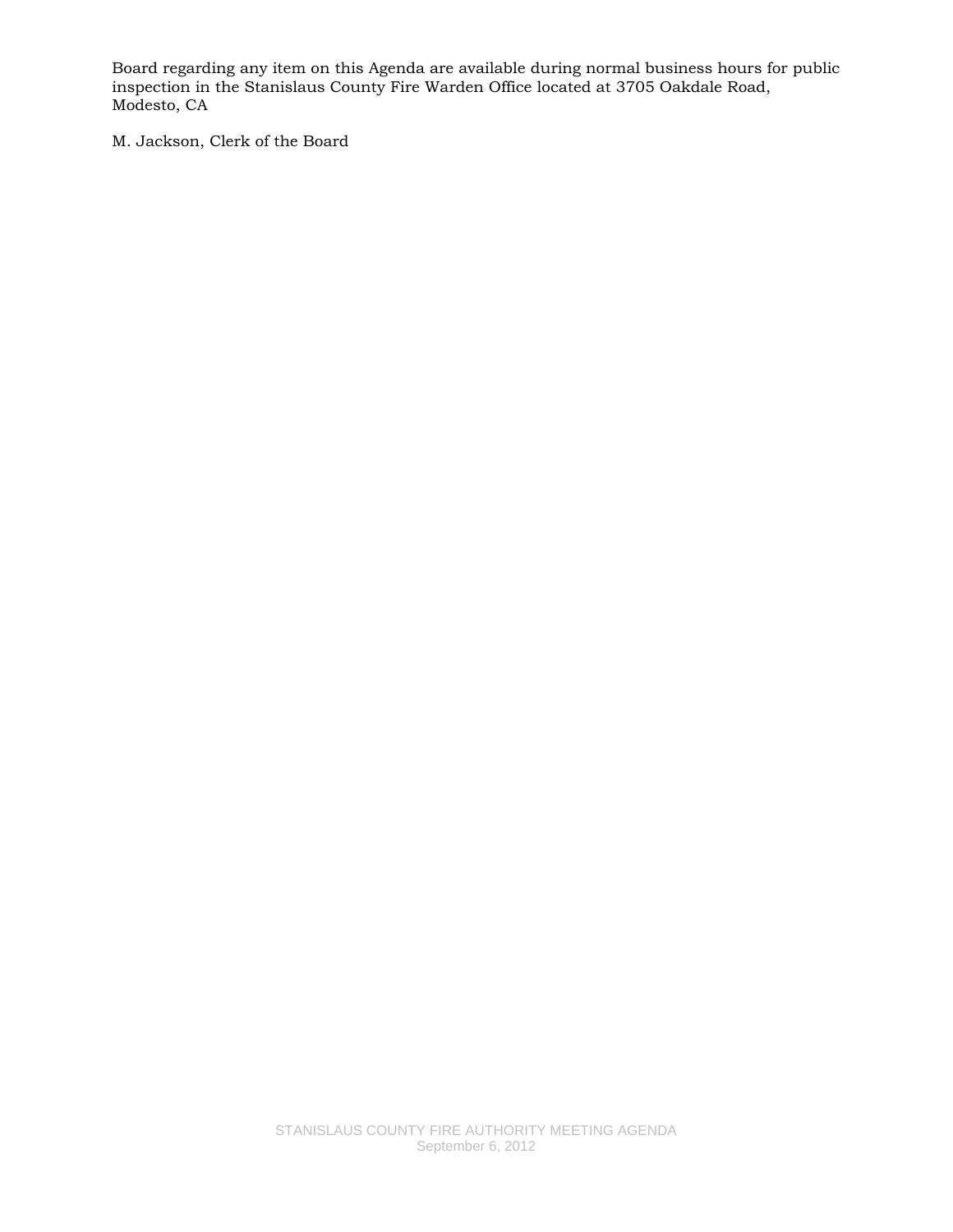Board regarding any item on this Agenda are available during normal business hours for public inspection in the Stanislaus County Fire Warden Office located at 3705 Oakdale Road, Modesto, CA

M. Jackson, Clerk of the Board